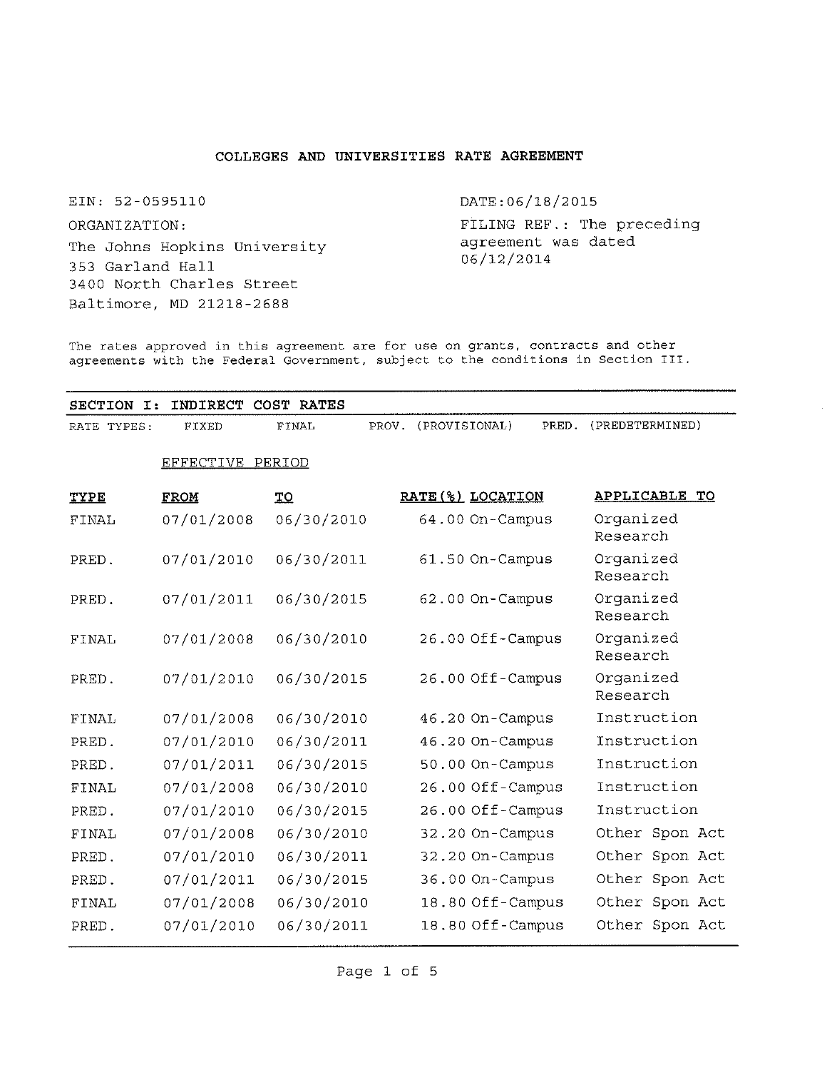## COLLEGES AND UNIVERSITIES RATE AGREEMENT

EIN: 52-0595110

ORGANIZATION:

The Johns Hopkins University
353 Garland Hall
3400 North Charles Street
Baltimore, MD 21218-2688

DATE:06/18/2015

FILING REF.: The preceding agreement was dated 06/12/2014

The rates approved in this agreement are for use on grants, contracts and other agreements with the Federal Government, subject to the conditions in Section III.

### SECTION I: INDIRECT COST RATES

RATE TYPES: FIXED FINAL PROV. (PROVISIONAL) PRED. (PREDETERMINED)

| TYPE | EFFECTIVE PERIOD FROM | TO | RATE(%) | LOCATION | APPLICABLE TO |
|---|---|---|---|---|---|
| FINAL | 07/01/2008 | 06/30/2010 | 64.00 | On-Campus | Organized Research |
| PRED. | 07/01/2010 | 06/30/2011 | 61.50 | On-Campus | Organized Research |
| PRED. | 07/01/2011 | 06/30/2015 | 62.00 | On-Campus | Organized Research |
| FINAL | 07/01/2008 | 06/30/2010 | 26.00 | Off-Campus | Organized Research |
| PRED. | 07/01/2010 | 06/30/2015 | 26.00 | Off-Campus | Organized Research |
| FINAL | 07/01/2008 | 06/30/2010 | 46.20 | On-Campus | Instruction |
| PRED. | 07/01/2010 | 06/30/2011 | 46.20 | On-Campus | Instruction |
| PRED. | 07/01/2011 | 06/30/2015 | 50.00 | On-Campus | Instruction |
| FINAL | 07/01/2008 | 06/30/2010 | 26.00 | Off-Campus | Instruction |
| PRED. | 07/01/2010 | 06/30/2015 | 26.00 | Off-Campus | Instruction |
| FINAL | 07/01/2008 | 06/30/2010 | 32.20 | On-Campus | Other Spon Act |
| PRED. | 07/01/2010 | 06/30/2011 | 32.20 | On-Campus | Other Spon Act |
| PRED. | 07/01/2011 | 06/30/2015 | 36.00 | On-Campus | Other Spon Act |
| FINAL | 07/01/2008 | 06/30/2010 | 18.80 | Off-Campus | Other Spon Act |
| PRED. | 07/01/2010 | 06/30/2011 | 18.80 | Off-Campus | Other Spon Act |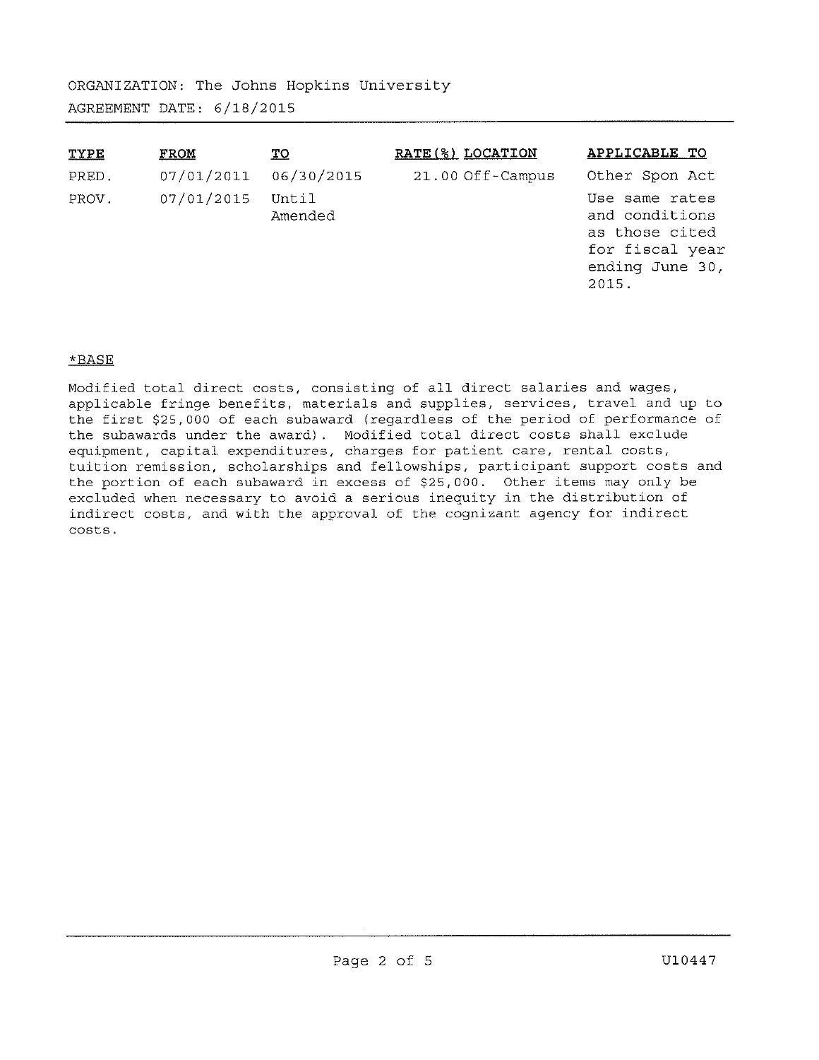ORGANIZATION: The Johns Hopkins University

AGREEMENT DATE: 6/18/2015

| TYPE | FROM | TO | RATE(%) | LOCATION | APPLICABLE TO |
|---|---|---|---|---|---|
| PRED. | 07/01/2011 | 06/30/2015 | 21.00 | Off-Campus | Other Spon Act |
| PROV. | 07/01/2015 | Until Amended | | | Use same rates and conditions as those cited for fiscal year ending June 30, 2015. |

*BASE

Modified total direct costs, consisting of all direct salaries and wages, applicable fringe benefits, materials and supplies, services, travel and up to the first $25,000 of each subaward (regardless of the period of performance of the subawards under the award). Modified total direct costs shall exclude equipment, capital expenditures, charges for patient care, rental costs, tuition remission, scholarships and fellowships, participant support costs and the portion of each subaward in excess of $25,000. Other items may only be excluded when necessary to avoid a serious inequity in the distribution of indirect costs, and with the approval of the cognizant agency for indirect costs.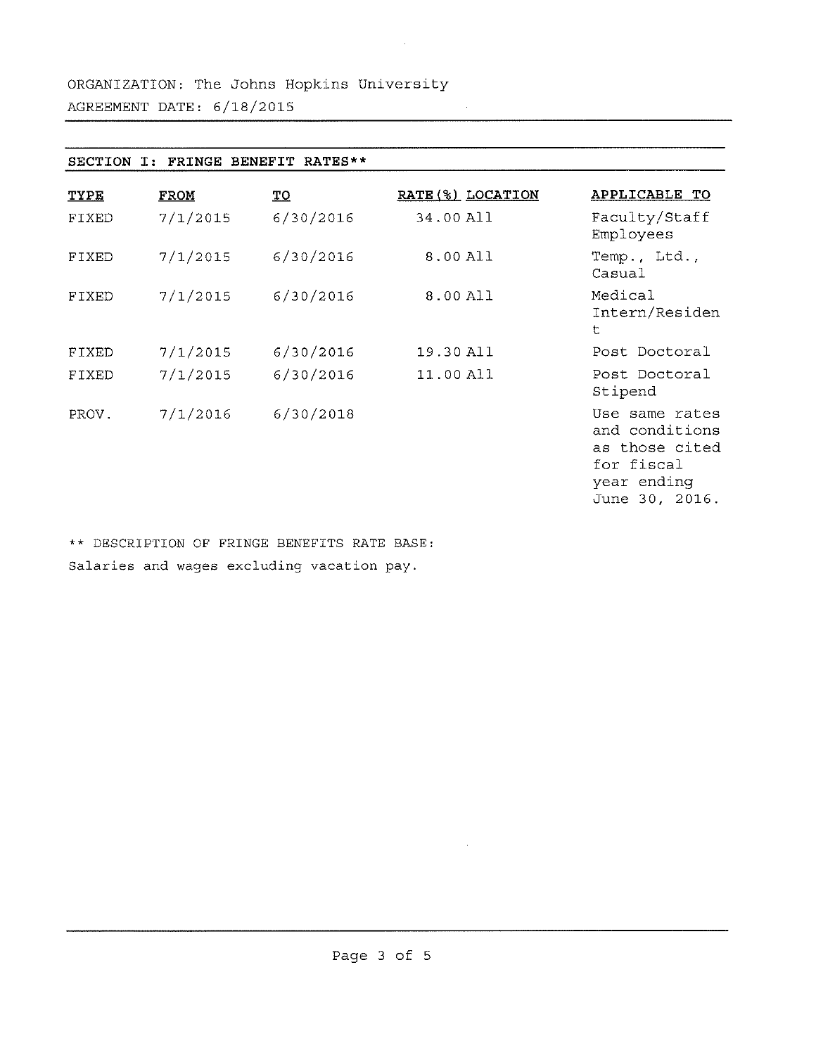ORGANIZATION: The Johns Hopkins University

AGREEMENT DATE: 6/18/2015

## SECTION I: FRINGE BENEFIT RATES**

| TYPE | FROM | TO | RATE(%) | LOCATION | APPLICABLE TO |
|---|---|---|---|---|---|
| FIXED | 7/1/2015 | 6/30/2016 | 34.00 | All | Faculty/Staff Employees |
| FIXED | 7/1/2015 | 6/30/2016 | 8.00 | All | Temp., Ltd., Casual |
| FIXED | 7/1/2015 | 6/30/2016 | 8.00 | All | Medical Intern/Resident |
| FIXED | 7/1/2015 | 6/30/2016 | 19.30 | All | Post Doctoral |
| FIXED | 7/1/2015 | 6/30/2016 | 11.00 | All | Post Doctoral Stipend |
| PROV. | 7/1/2016 | 6/30/2018 | | | Use same rates and conditions as those cited for fiscal year ending June 30, 2016. |

** DESCRIPTION OF FRINGE BENEFITS RATE BASE:

Salaries and wages excluding vacation pay.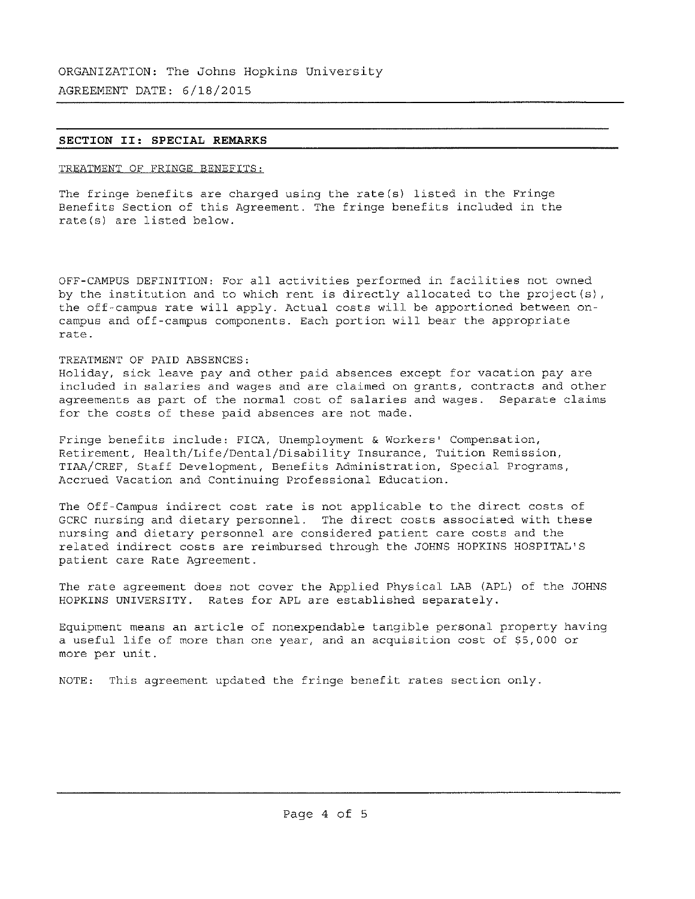ORGANIZATION: The Johns Hopkins University

AGREEMENT DATE: 6/18/2015

## SECTION II: SPECIAL REMARKS

TREATMENT OF FRINGE BENEFITS:

The fringe benefits are charged using the rate(s) listed in the Fringe Benefits Section of this Agreement. The fringe benefits included in the rate(s) are listed below.

OFF-CAMPUS DEFINITION: For all activities performed in facilities not owned by the institution and to which rent is directly allocated to the project(s), the off-campus rate will apply. Actual costs will be apportioned between on-campus and off-campus components. Each portion will bear the appropriate rate.

TREATMENT OF PAID ABSENCES:
Holiday, sick leave pay and other paid absences except for vacation pay are included in salaries and wages and are claimed on grants, contracts and other agreements as part of the normal cost of salaries and wages. Separate claims for the costs of these paid absences are not made.

Fringe benefits include: FICA, Unemployment & Workers' Compensation, Retirement, Health/Life/Dental/Disability Insurance, Tuition Remission, TIAA/CREF, Staff Development, Benefits Administration, Special Programs, Accrued Vacation and Continuing Professional Education.

The Off-Campus indirect cost rate is not applicable to the direct costs of GCRC nursing and dietary personnel. The direct costs associated with these nursing and dietary personnel are considered patient care costs and the related indirect costs are reimbursed through the JOHNS HOPKINS HOSPITAL'S patient care Rate Agreement.

The rate agreement does not cover the Applied Physical LAB (APL) of the JOHNS HOPKINS UNIVERSITY. Rates for APL are established separately.

Equipment means an article of nonexpendable tangible personal property having a useful life of more than one year, and an acquisition cost of $5,000 or more per unit.

NOTE: This agreement updated the fringe benefit rates section only.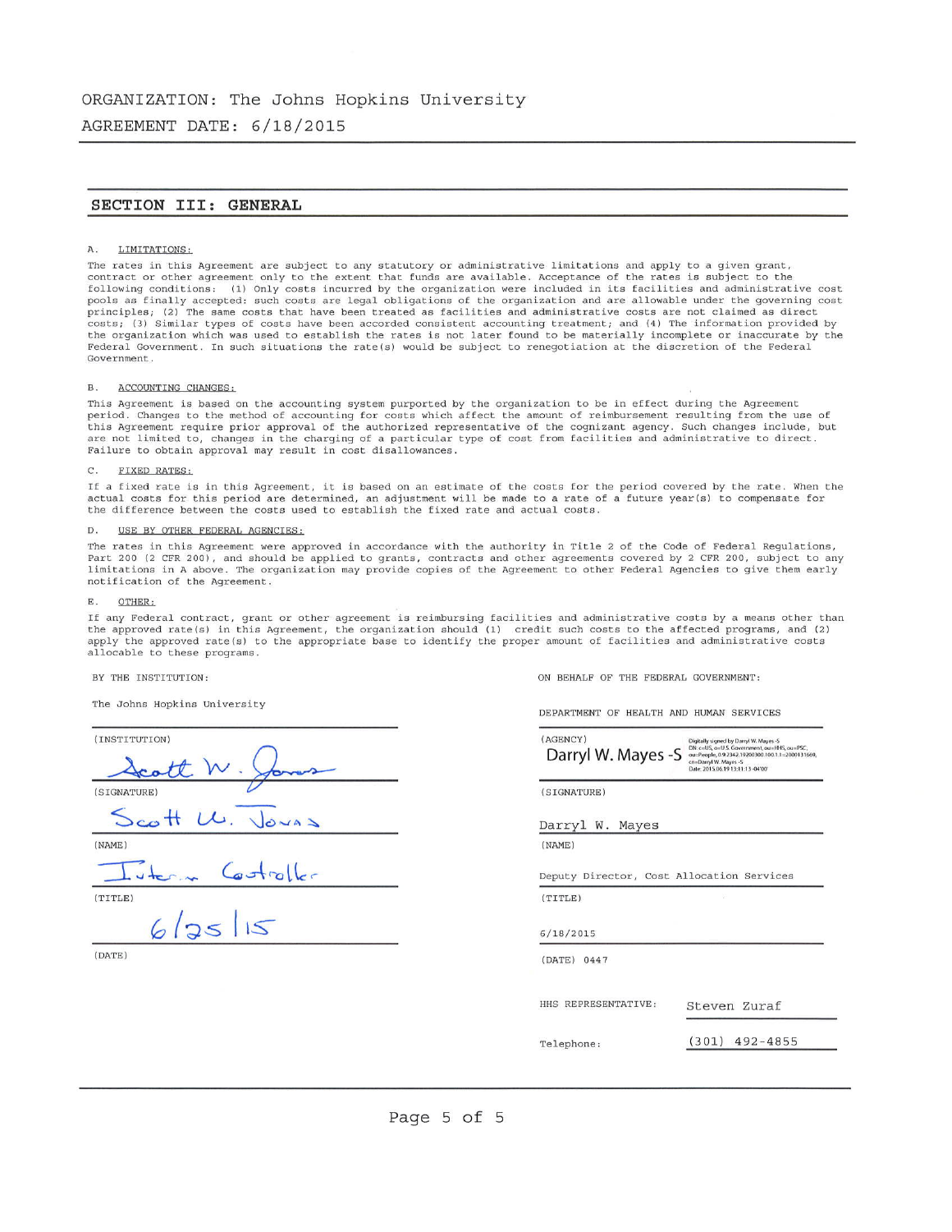ORGANIZATION: The Johns Hopkins University

AGREEMENT DATE: 6/18/2015

## SECTION III: GENERAL

A. LIMITATIONS:

The rates in this Agreement are subject to any statutory or administrative limitations and apply to a given grant, contract or other agreement only to the extent that funds are available. Acceptance of the rates is subject to the following conditions: (1) Only costs incurred by the organization were included in its facilities and administrative cost pools as finally accepted: such costs are legal obligations of the organization and are allowable under the governing cost principles; (2) The same costs that have been treated as facilities and administrative costs are not claimed as direct costs; (3) Similar types of costs have been accorded consistent accounting treatment; and (4) The information provided by the organization which was used to establish the rates is not later found to be materially incomplete or inaccurate by the Federal Government. In such situations the rate(s) would be subject to renegotiation at the discretion of the Federal Government.

B. ACCOUNTING CHANGES:

This Agreement is based on the accounting system purported by the organization to be in effect during the Agreement period. Changes to the method of accounting for costs which affect the amount of reimbursement resulting from the use of this Agreement require prior approval of the authorized representative of the cognizant agency. Such changes include, but are not limited to, changes in the charging of a particular type of cost from facilities and administrative to direct. Failure to obtain approval may result in cost disallowances.

C. FIXED RATES:

If a fixed rate is in this Agreement, it is based on an estimate of the costs for the period covered by the rate. When the actual costs for this period are determined, an adjustment will be made to a rate of a future year(s) to compensate for the difference between the costs used to establish the fixed rate and actual costs.

D. USE BY OTHER FEDERAL AGENCIES:

The rates in this Agreement were approved in accordance with the authority in Title 2 of the Code of Federal Regulations, Part 200 (2 CFR 200), and should be applied to grants, contracts and other agreements covered by 2 CFR 200, subject to any limitations in A above. The organization may provide copies of the Agreement to other Federal Agencies to give them early notification of the Agreement.

E. OTHER:

If any Federal contract, grant or other agreement is reimbursing facilities and administrative costs by a means other than the approved rate(s) in this Agreement, the organization should (1) credit such costs to the affected programs, and (2) apply the approved rate(s) to the appropriate base to identify the proper amount of facilities and administrative costs allocable to these programs.

BY THE INSTITUTION:

The Johns Hopkins University

(INSTITUTION)

Scott W. Jones

(SIGNATURE)

Scott W. Jones

(NAME)

Interim Controller

(TITLE)

6/25/15

(DATE)

ON BEHALF OF THE FEDERAL GOVERNMENT:

DEPARTMENT OF HEALTH AND HUMAN SERVICES

(AGENCY)

Darryl W. Mayes -S

Digitally signed by Darryl W. Mayes -S
DN: c=US, o=U.S. Government, ou=HHS, ou=PSC, ou=People, 0.9.2342.19200300.100.1.1=2000131669, cn=Darryl W. Mayes -S
Date: 2015.06.19 13:11:13 -04'00'

(SIGNATURE)

Darryl W. Mayes

(NAME)

Deputy Director, Cost Allocation Services

(TITLE)

6/18/2015

(DATE) 0447

HHS REPRESENTATIVE: Steven Zuraf

Telephone: (301) 492-4855